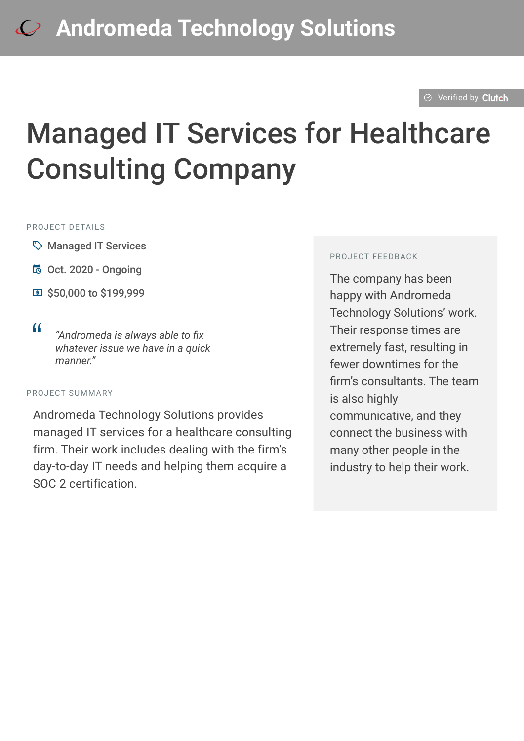# Andromeda Technology Solutions

Verified by Clutch

## Managed IT Services for Healthcare Consulting Company

### PROJECT DETAILS

- Managed IT Services
- Oct. 2020 - Ongoing
- $50,000 to $199,999

> *"Andromeda is always able to fix whatever issue we have in a quick manner."*

### PROJECT SUMMARY

Andromeda Technology Solutions provides managed IT services for a healthcare consulting firm. Their work includes dealing with the firm's day-to-day IT needs and helping them acquire a SOC 2 certification.

### PROJECT FEEDBACK

The company has been happy with Andromeda Technology Solutions' work. Their response times are extremely fast, resulting in fewer downtimes for the firm's consultants. The team is also highly communicative, and they connect the business with many other people in the industry to help their work.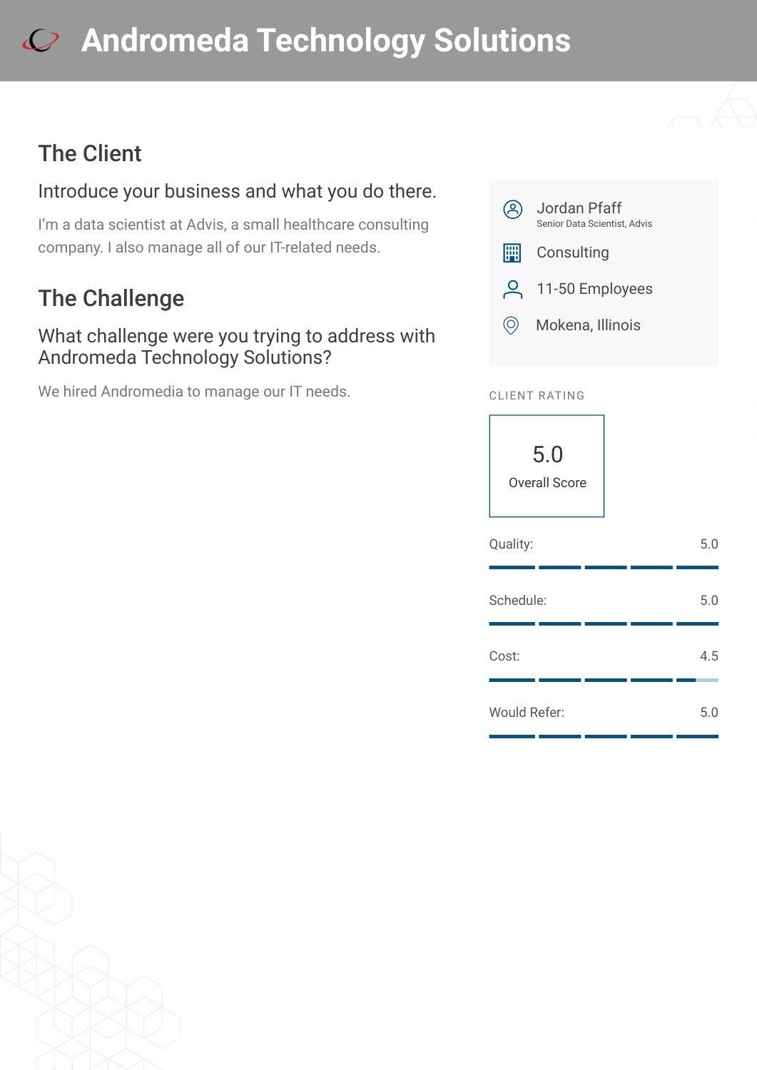# Andromeda Technology Solutions

## The Client

### Introduce your business and what you do there.

I'm a data scientist at Advis, a small healthcare consulting company. I also manage all of our IT-related needs.

## The Challenge

### What challenge were you trying to address with Andromeda Technology Solutions?

We hired Andromedia to manage our IT needs.

Jordan Pfaff
Senior Data Scientist, Advis

Consulting

11-50 Employees

Mokena, Illinois

CLIENT RATING

5.0
Overall Score

| | |
|---|---|
| Quality: | 5.0 |
| Schedule: | 5.0 |
| Cost: | 4.5 |
| Would Refer: | 5.0 |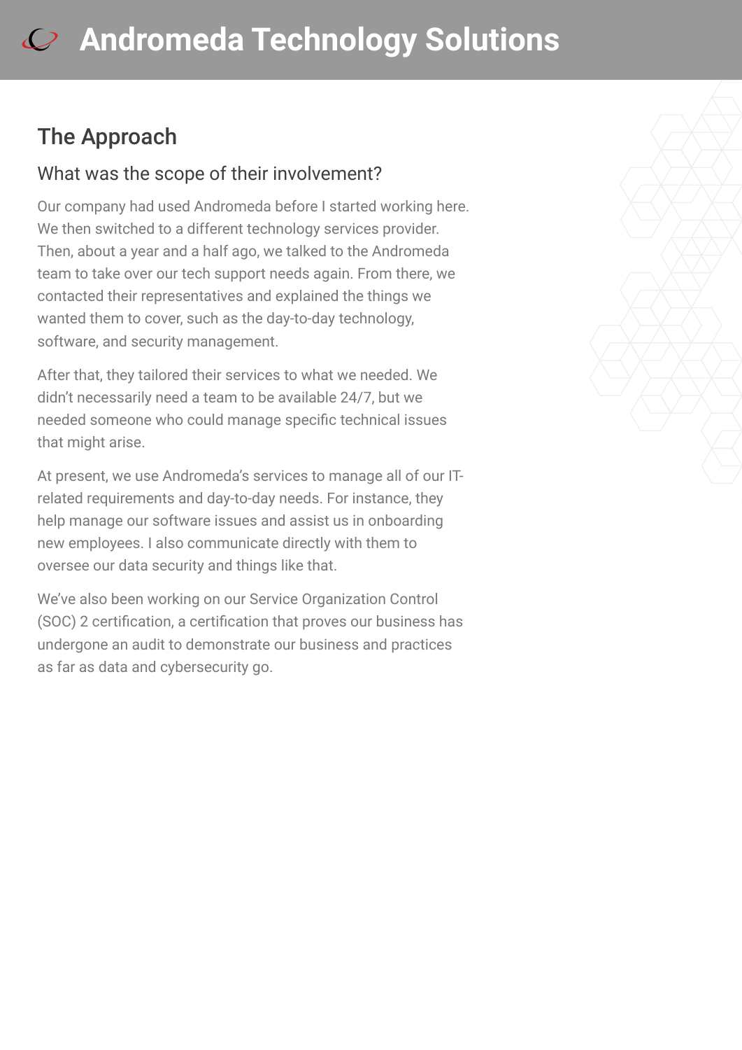## The Approach

### What was the scope of their involvement?

Our company had used Andromeda before I started working here. We then switched to a different technology services provider. Then, about a year and a half ago, we talked to the Andromeda team to take over our tech support needs again. From there, we contacted their representatives and explained the things we wanted them to cover, such as the day-to-day technology, software, and security management.

After that, they tailored their services to what we needed. We didn't necessarily need a team to be available 24/7, but we needed someone who could manage specific technical issues that might arise.

At present, we use Andromeda's services to manage all of our IT-related requirements and day-to-day needs. For instance, they help manage our software issues and assist us in onboarding new employees. I also communicate directly with them to oversee our data security and things like that.

We've also been working on our Service Organization Control (SOC) 2 certification, a certification that proves our business has undergone an audit to demonstrate our business and practices as far as data and cybersecurity go.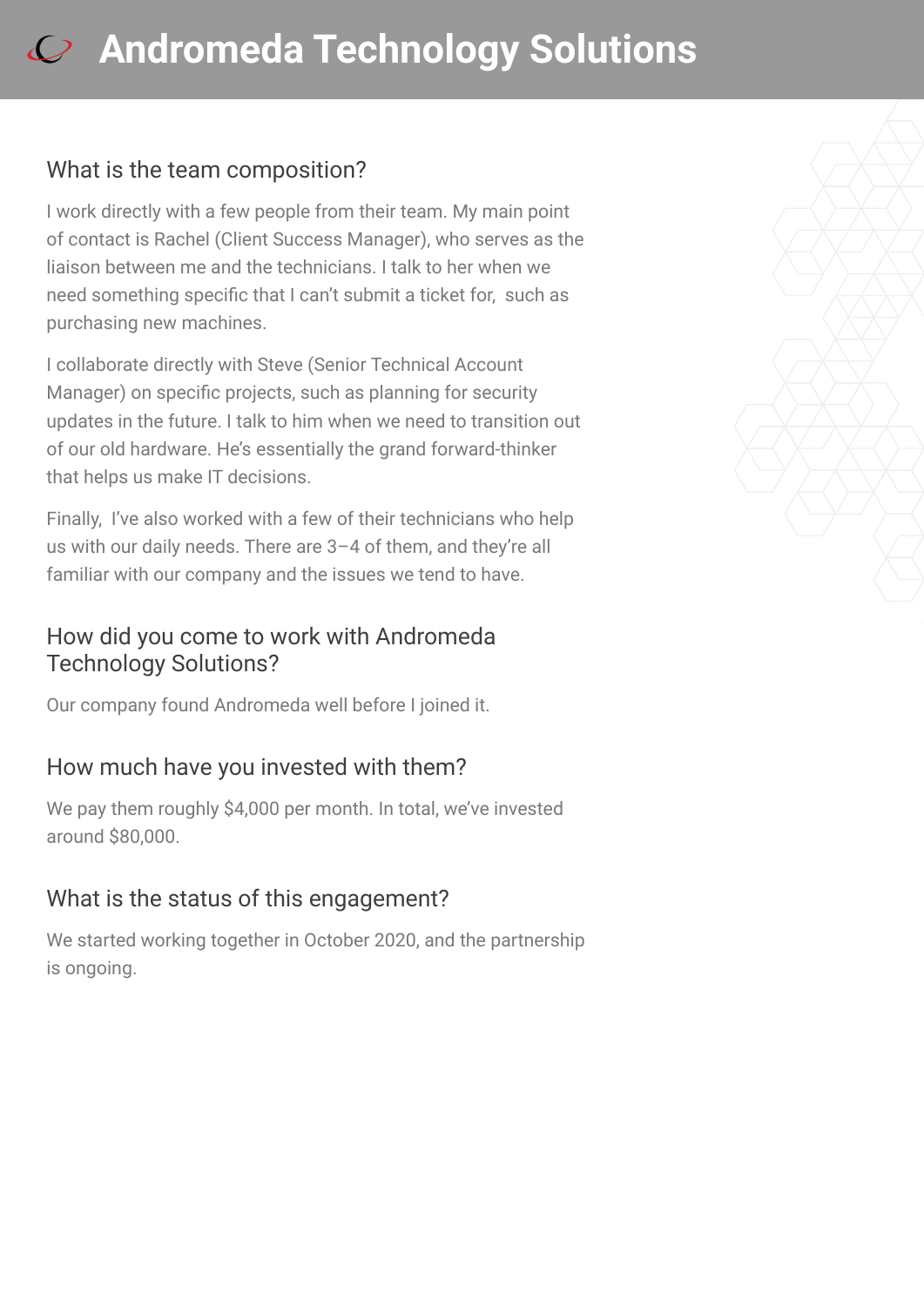# Andromeda Technology Solutions

## What is the team composition?

I work directly with a few people from their team. My main point of contact is Rachel (Client Success Manager), who serves as the liaison between me and the technicians. I talk to her when we need something specific that I can't submit a ticket for, such as purchasing new machines.

I collaborate directly with Steve (Senior Technical Account Manager) on specific projects, such as planning for security updates in the future. I talk to him when we need to transition out of our old hardware. He's essentially the grand forward-thinker that helps us make IT decisions.

Finally, I've also worked with a few of their technicians who help us with our daily needs. There are 3–4 of them, and they're all familiar with our company and the issues we tend to have.

## How did you come to work with Andromeda Technology Solutions?

Our company found Andromeda well before I joined it.

## How much have you invested with them?

We pay them roughly $4,000 per month. In total, we've invested around $80,000.

## What is the status of this engagement?

We started working together in October 2020, and the partnership is ongoing.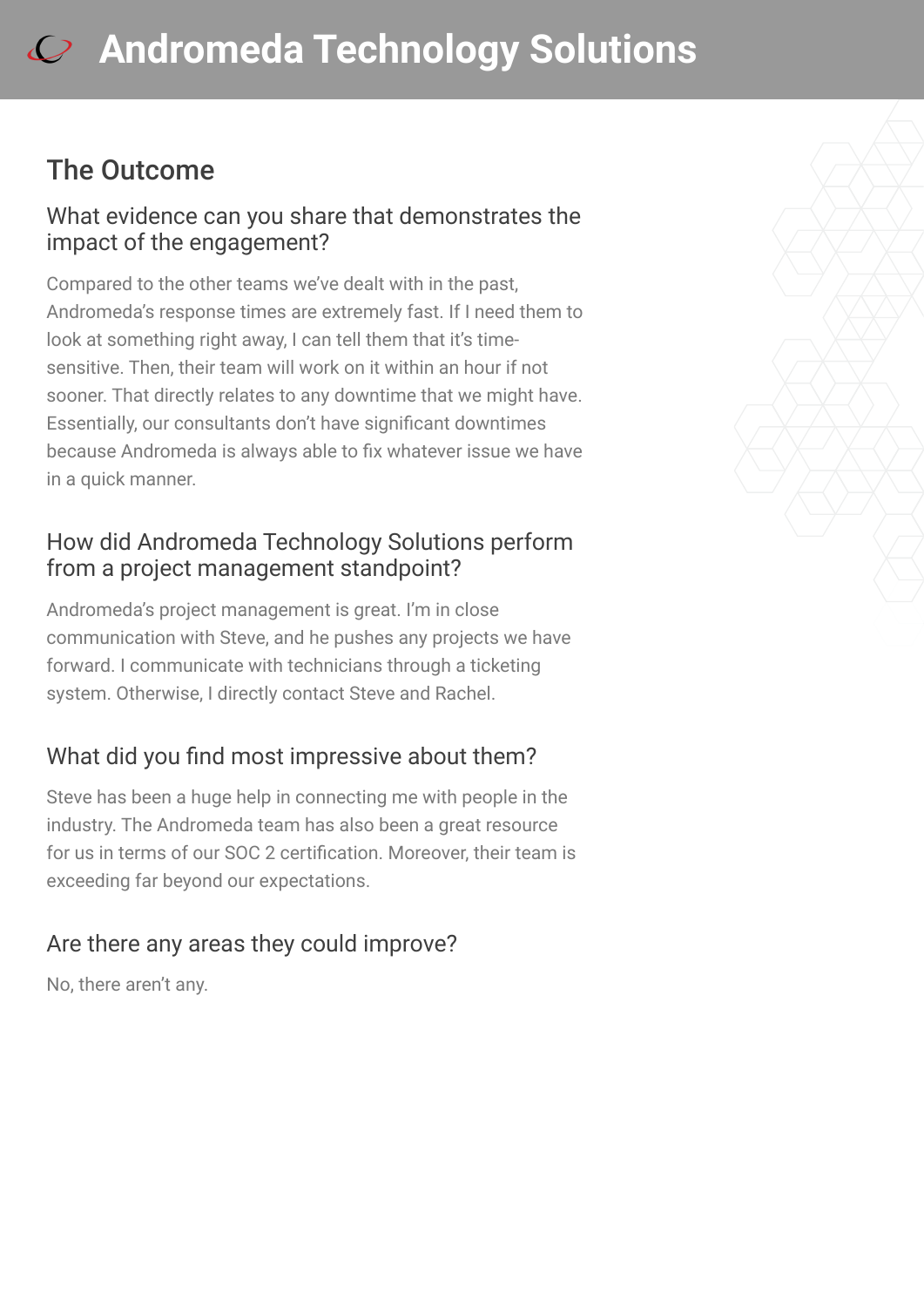## The Outcome

### What evidence can you share that demonstrates the impact of the engagement?

Compared to the other teams we've dealt with in the past, Andromeda's response times are extremely fast. If I need them to look at something right away, I can tell them that it's time-sensitive. Then, their team will work on it within an hour if not sooner. That directly relates to any downtime that we might have. Essentially, our consultants don't have significant downtimes because Andromeda is always able to fix whatever issue we have in a quick manner.

### How did Andromeda Technology Solutions perform from a project management standpoint?

Andromeda's project management is great. I'm in close communication with Steve, and he pushes any projects we have forward. I communicate with technicians through a ticketing system. Otherwise, I directly contact Steve and Rachel.

### What did you find most impressive about them?

Steve has been a huge help in connecting me with people in the industry. The Andromeda team has also been a great resource for us in terms of our SOC 2 certification. Moreover, their team is exceeding far beyond our expectations.

### Are there any areas they could improve?

No, there aren't any.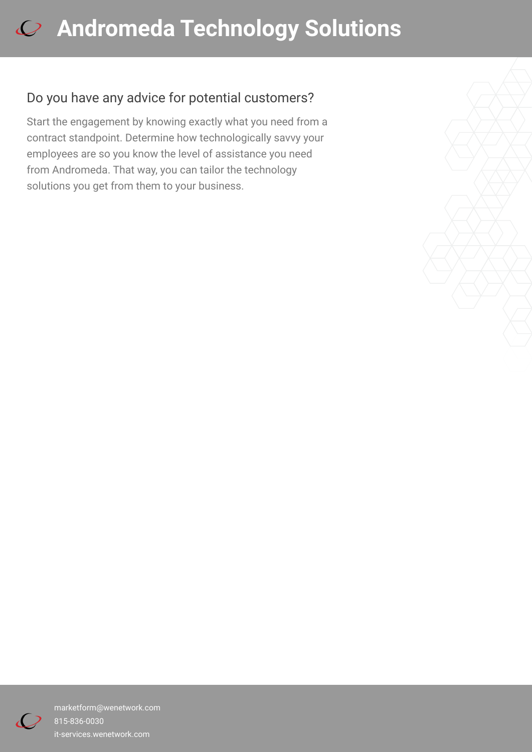### Do you have any advice for potential customers?

Start the engagement by knowing exactly what you need from a contract standpoint. Determine how technologically savvy your employees are so you know the level of assistance you need from Andromeda. That way, you can tailor the technology solutions you get from them to your business.